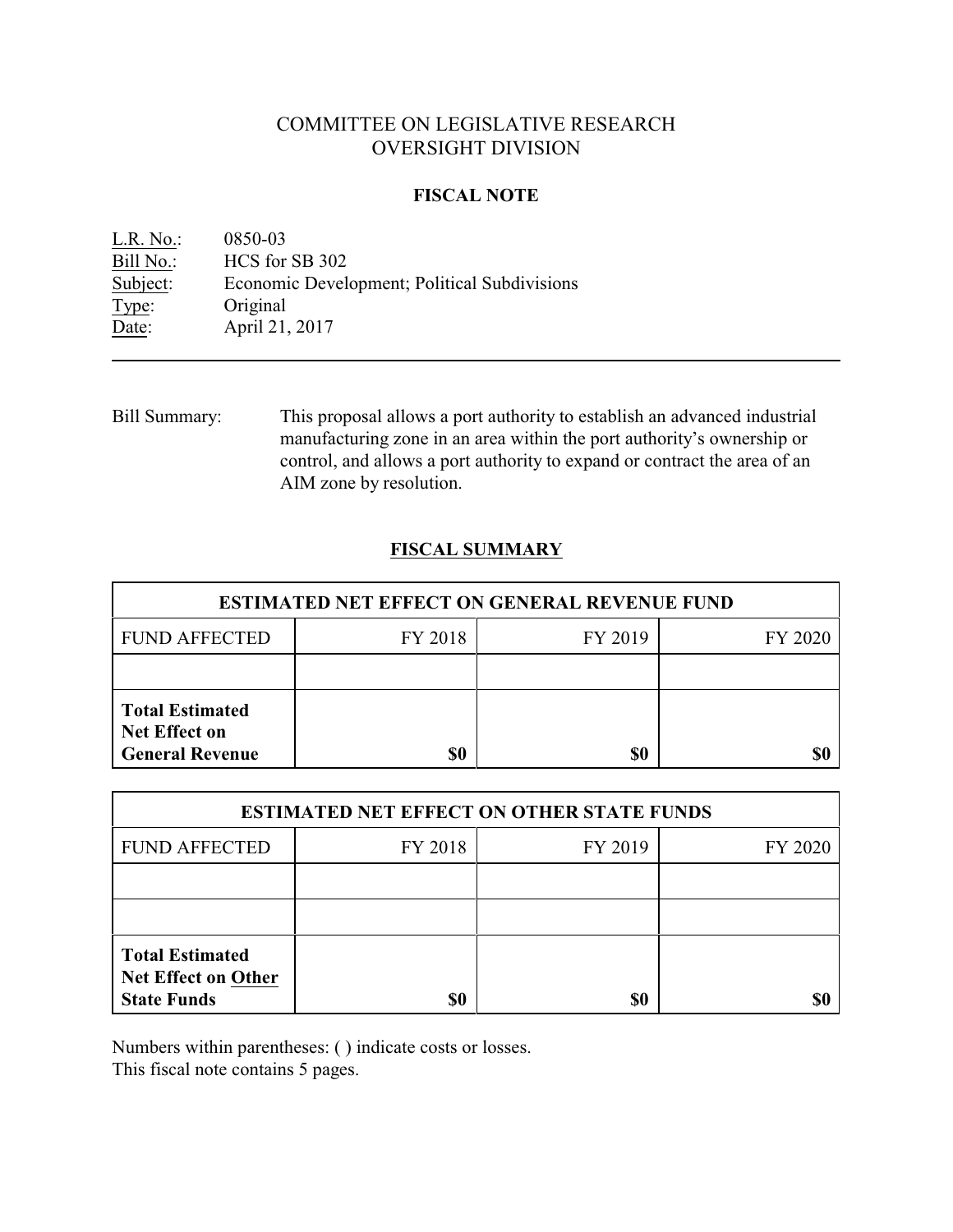# COMMITTEE ON LEGISLATIVE RESEARCH
# OVERSIGHT DIVISION

## FISCAL NOTE

L.R. No.: 0850-03
Bill No.: HCS for SB 302
Subject: Economic Development; Political Subdivisions
Type: Original
Date: April 21, 2017

---

Bill Summary: This proposal allows a port authority to establish an advanced industrial manufacturing zone in an area within the port authority's ownership or control, and allows a port authority to expand or contract the area of an AIM zone by resolution.

## FISCAL SUMMARY

| ESTIMATED NET EFFECT ON GENERAL REVENUE FUND | | | |
|---|---|---|---|
| FUND AFFECTED | FY 2018 | FY 2019 | FY 2020 |
| | | | |
| **Total Estimated Net Effect on General Revenue** | **$0** | **$0** | **$0** |

| ESTIMATED NET EFFECT ON OTHER STATE FUNDS | | | |
|---|---|---|---|
| FUND AFFECTED | FY 2018 | FY 2019 | FY 2020 |
| | | | |
| | | | |
| **Total Estimated Net Effect on Other State Funds** | **$0** | **$0** | **$0** |

Numbers within parentheses: ( ) indicate costs or losses.
This fiscal note contains 5 pages.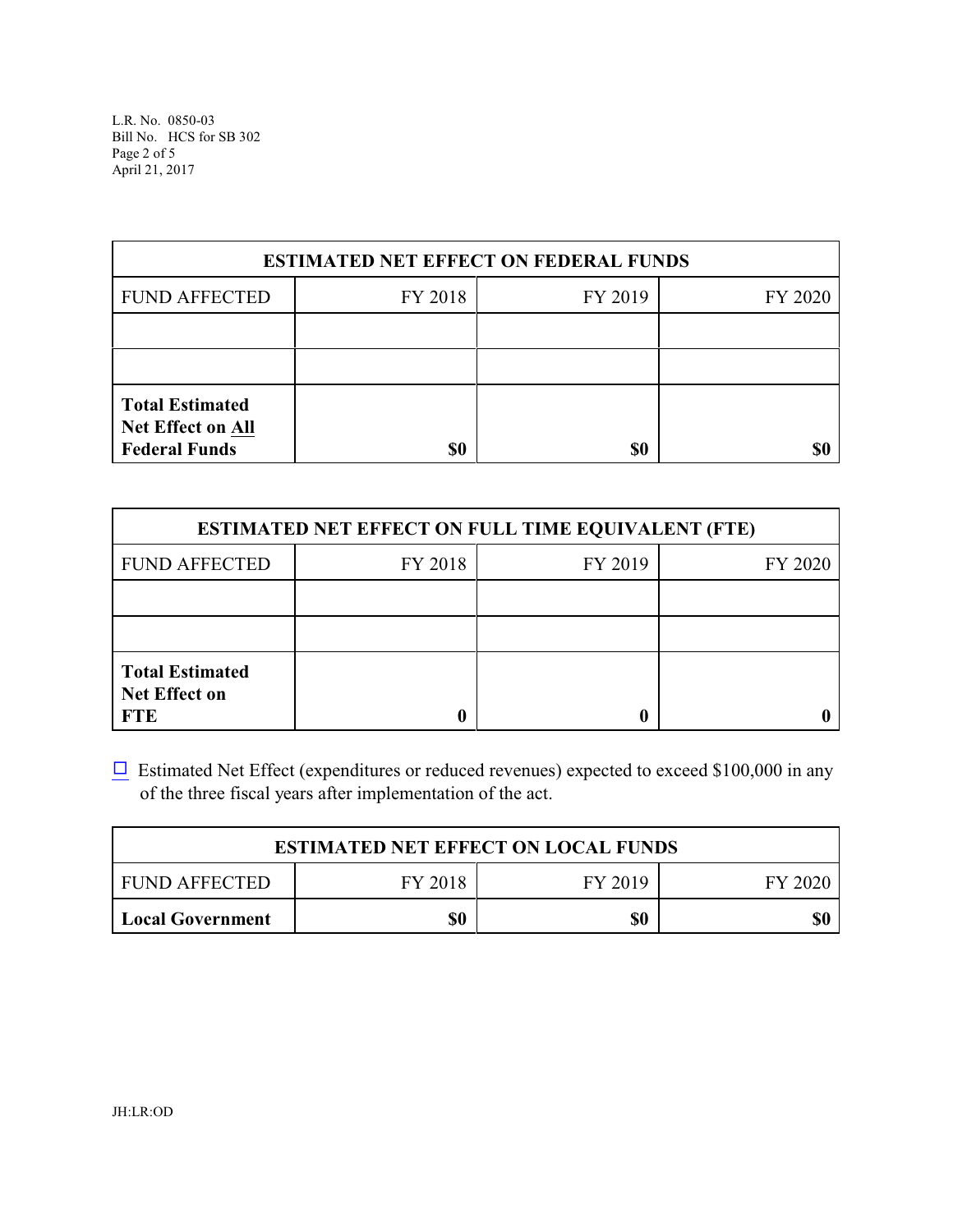| ESTIMATED NET EFFECT ON FEDERAL FUNDS | | | |
|---|---|---|---|
| FUND AFFECTED | FY 2018 | FY 2019 | FY 2020 |
| | | | |
| | | | |
| **Total Estimated Net Effect on All Federal Funds** | **$0** | **$0** | **$0** |

| ESTIMATED NET EFFECT ON FULL TIME EQUIVALENT (FTE) | | | |
|---|---|---|---|
| FUND AFFECTED | FY 2018 | FY 2019 | FY 2020 |
| | | | |
| | | | |
| **Total Estimated Net Effect on FTE** | **0** | **0** | **0** |

☐ Estimated Net Effect (expenditures or reduced revenues) expected to exceed $100,000 in any of the three fiscal years after implementation of the act.

| ESTIMATED NET EFFECT ON LOCAL FUNDS | | | |
|---|---|---|---|
| FUND AFFECTED | FY 2018 | FY 2019 | FY 2020 |
| **Local Government** | **$0** | **$0** | **$0** |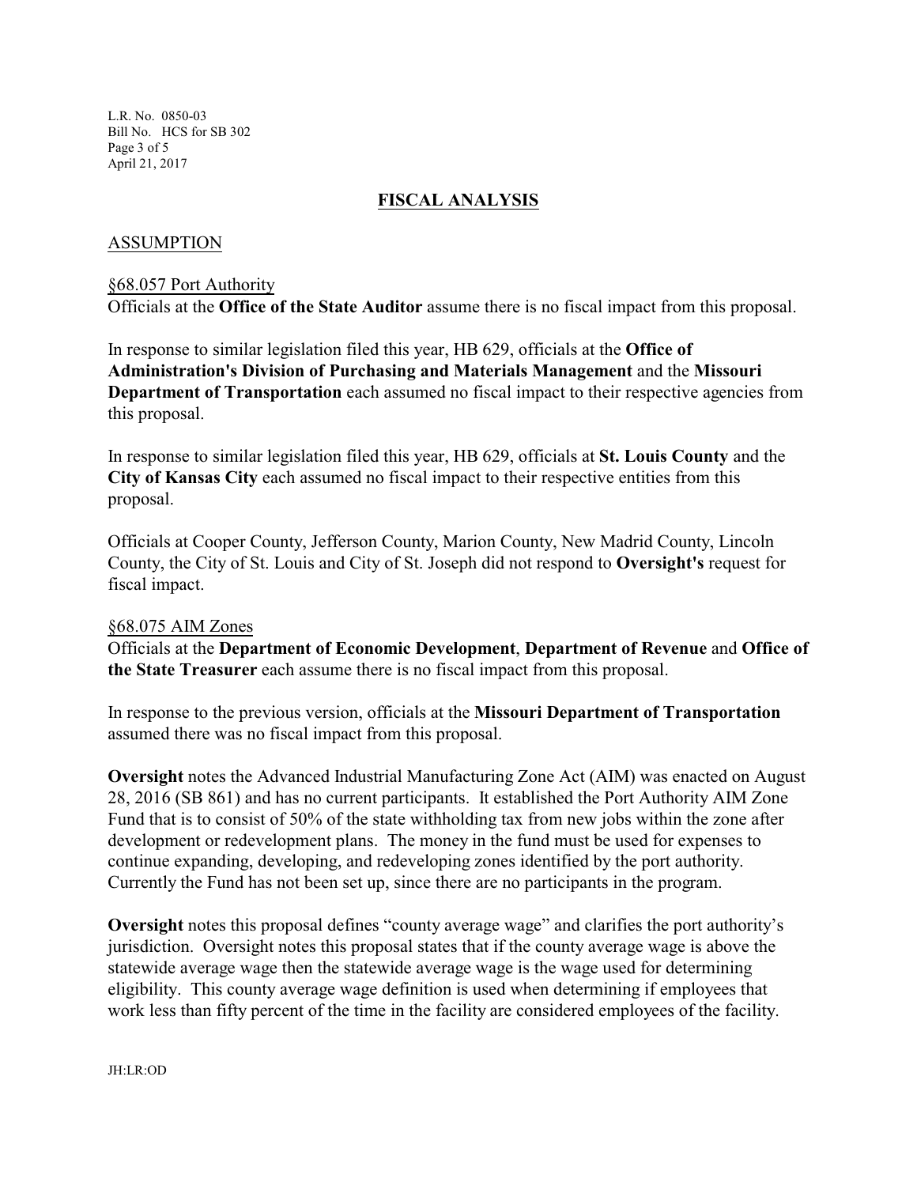## FISCAL ANALYSIS

### ASSUMPTION

§68.057 Port Authority

Officials at the **Office of the State Auditor** assume there is no fiscal impact from this proposal.

In response to similar legislation filed this year, HB 629, officials at the **Office of Administration's Division of Purchasing and Materials Management** and the **Missouri Department of Transportation** each assumed no fiscal impact to their respective agencies from this proposal.

In response to similar legislation filed this year, HB 629, officials at **St. Louis County** and the **City of Kansas City** each assumed no fiscal impact to their respective entities from this proposal.

Officials at Cooper County, Jefferson County, Marion County, New Madrid County, Lincoln County, the City of St. Louis and City of St. Joseph did not respond to **Oversight's** request for fiscal impact.

§68.075 AIM Zones

Officials at the **Department of Economic Development**, **Department of Revenue** and **Office of the State Treasurer** each assume there is no fiscal impact from this proposal.

In response to the previous version, officials at the **Missouri Department of Transportation** assumed there was no fiscal impact from this proposal.

**Oversight** notes the Advanced Industrial Manufacturing Zone Act (AIM) was enacted on August 28, 2016 (SB 861) and has no current participants. It established the Port Authority AIM Zone Fund that is to consist of 50% of the state withholding tax from new jobs within the zone after development or redevelopment plans. The money in the fund must be used for expenses to continue expanding, developing, and redeveloping zones identified by the port authority. Currently the Fund has not been set up, since there are no participants in the program.

**Oversight** notes this proposal defines "county average wage" and clarifies the port authority's jurisdiction. Oversight notes this proposal states that if the county average wage is above the statewide average wage then the statewide average wage is the wage used for determining eligibility. This county average wage definition is used when determining if employees that work less than fifty percent of the time in the facility are considered employees of the facility.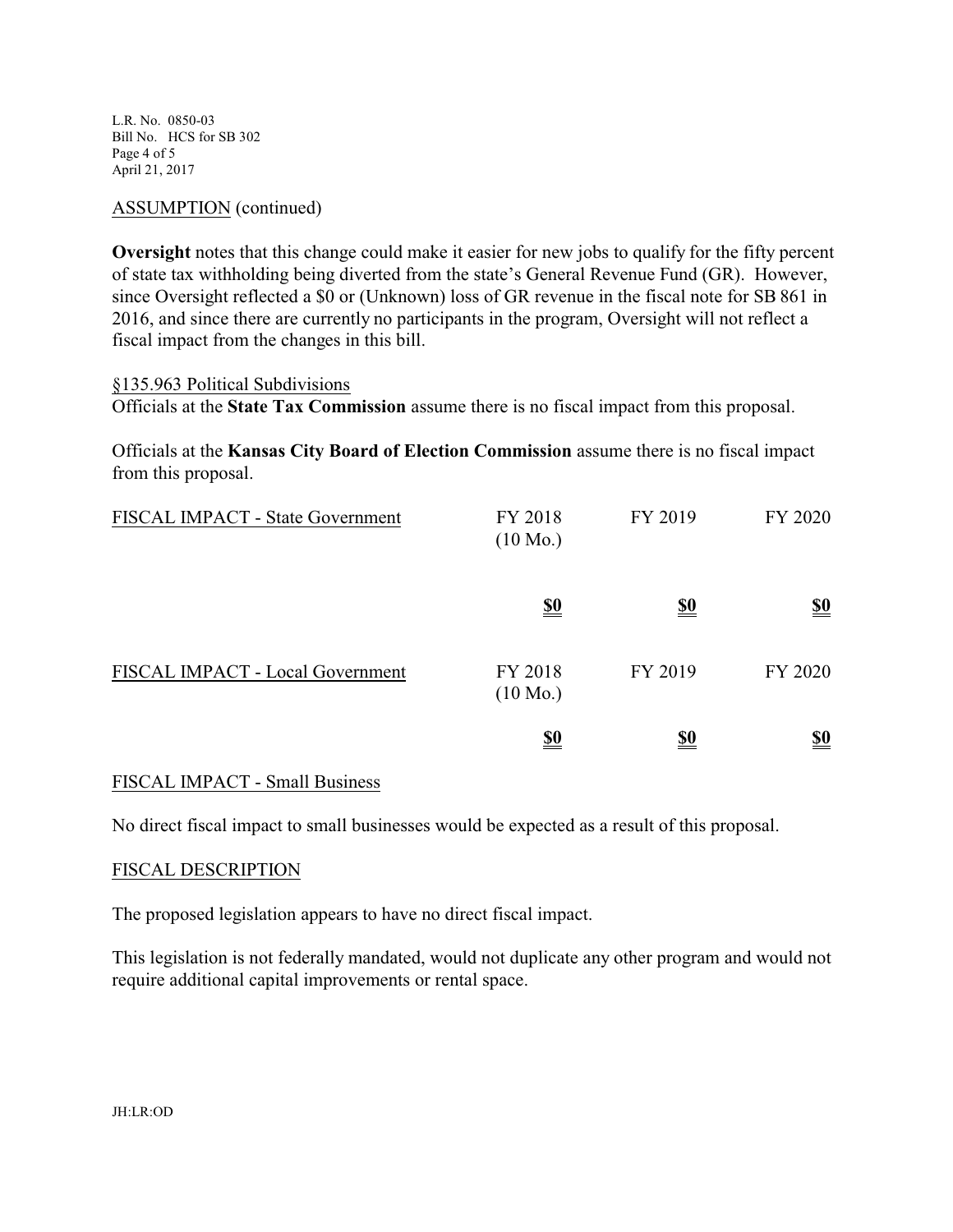ASSUMPTION (continued)

**Oversight** notes that this change could make it easier for new jobs to qualify for the fifty percent of state tax withholding being diverted from the state's General Revenue Fund (GR). However, since Oversight reflected a $0 or (Unknown) loss of GR revenue in the fiscal note for SB 861 in 2016, and since there are currently no participants in the program, Oversight will not reflect a fiscal impact from the changes in this bill.

§135.963 Political Subdivisions

Officials at the **State Tax Commission** assume there is no fiscal impact from this proposal.

Officials at the **Kansas City Board of Election Commission** assume there is no fiscal impact from this proposal.

| FISCAL IMPACT - State Government | FY 2018 (10 Mo.) | FY 2019 | FY 2020 |
|---|---|---|---|
| | **$0** | **$0** | **$0** |

| FISCAL IMPACT - Local Government | FY 2018 (10 Mo.) | FY 2019 | FY 2020 |
|---|---|---|---|
| | **$0** | **$0** | **$0** |

FISCAL IMPACT - Small Business

No direct fiscal impact to small businesses would be expected as a result of this proposal.

FISCAL DESCRIPTION

The proposed legislation appears to have no direct fiscal impact.

This legislation is not federally mandated, would not duplicate any other program and would not require additional capital improvements or rental space.

JH:LR:OD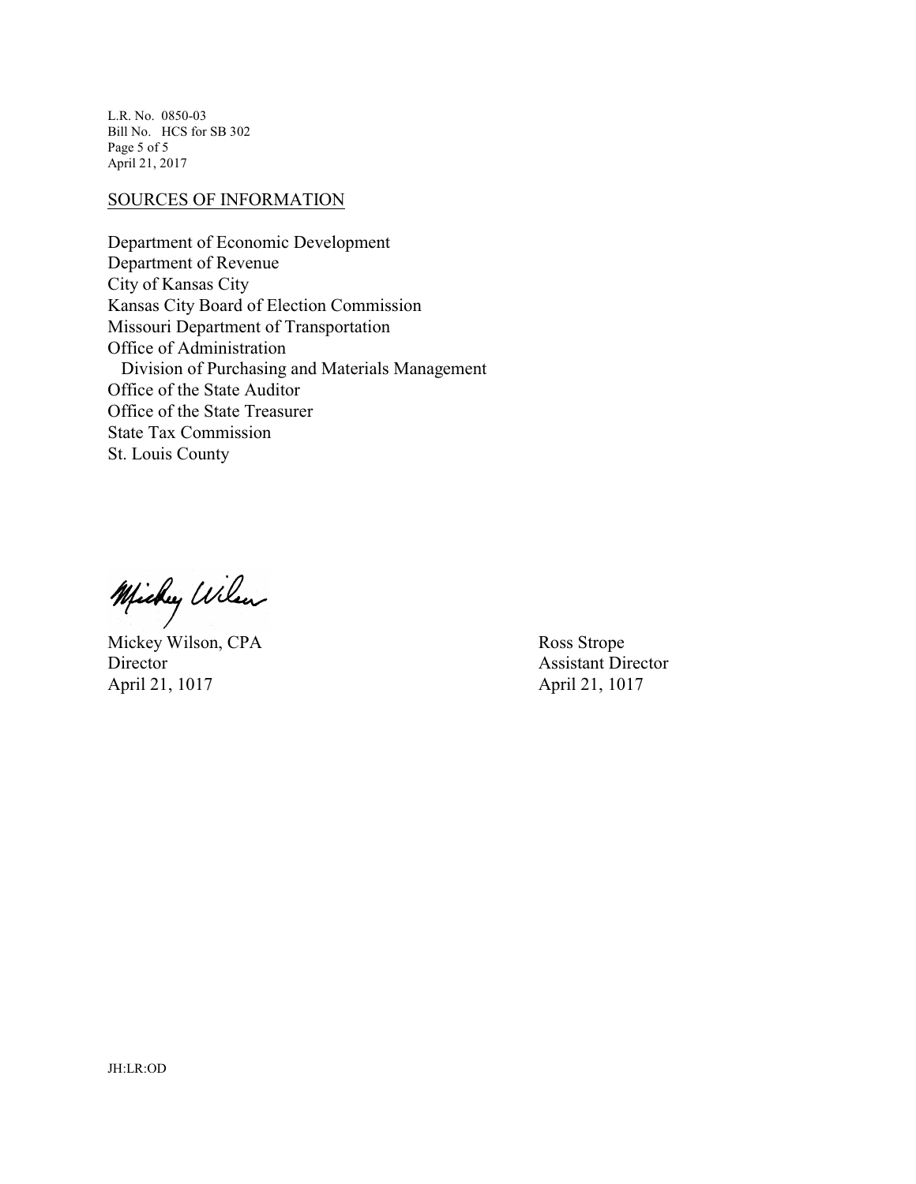## SOURCES OF INFORMATION

Department of Economic Development
Department of Revenue
City of Kansas City
Kansas City Board of Election Commission
Missouri Department of Transportation
Office of Administration
   Division of Purchasing and Materials Management
Office of the State Auditor
Office of the State Treasurer
State Tax Commission
St. Louis County

Mickey Wilson, CA
Director
April 21, 1017

Ross Strope
Assistant Director
April 21, 1017

JH:LR:OD